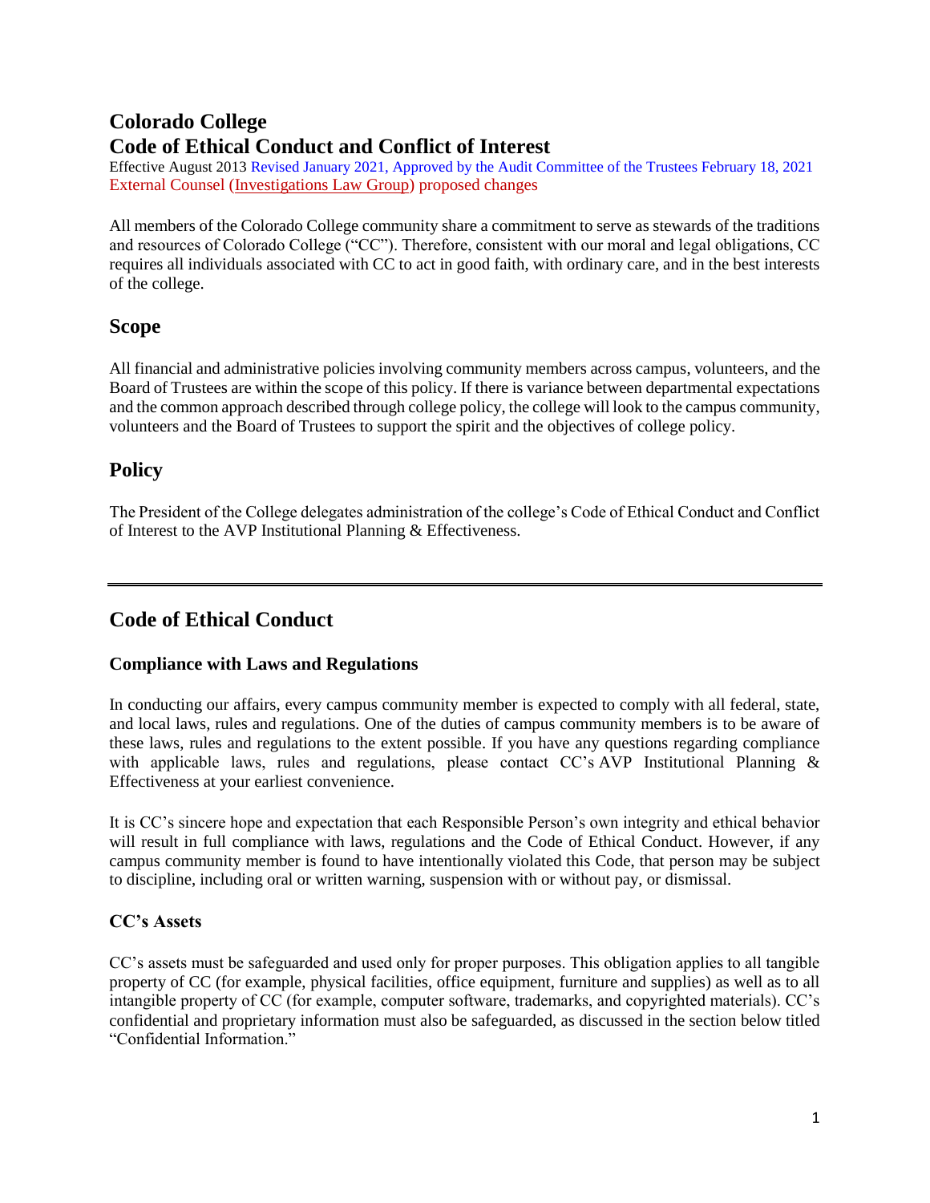# Colorado College
# Code of Ethical Conduct and Conflict of Interest

Effective August 2013 Revised January 2021, Approved by the Audit Committee of the Trustees February 18, 2021
External Counsel (Investigations Law Group) proposed changes

All members of the Colorado College community share a commitment to serve as stewards of the traditions and resources of Colorado College ("CC"). Therefore, consistent with our moral and legal obligations, CC requires all individuals associated with CC to act in good faith, with ordinary care, and in the best interests of the college.

## Scope

All financial and administrative policies involving community members across campus, volunteers, and the Board of Trustees are within the scope of this policy. If there is variance between departmental expectations and the common approach described through college policy, the college will look to the campus community, volunteers and the Board of Trustees to support the spirit and the objectives of college policy.

## Policy

The President of the College delegates administration of the college's Code of Ethical Conduct and Conflict of Interest to the AVP Institutional Planning & Effectiveness.

---

## Code of Ethical Conduct

### Compliance with Laws and Regulations

In conducting our affairs, every campus community member is expected to comply with all federal, state, and local laws, rules and regulations. One of the duties of campus community members is to be aware of these laws, rules and regulations to the extent possible. If you have any questions regarding compliance with applicable laws, rules and regulations, please contact CC's AVP Institutional Planning & Effectiveness at your earliest convenience.

It is CC's sincere hope and expectation that each Responsible Person's own integrity and ethical behavior will result in full compliance with laws, regulations and the Code of Ethical Conduct. However, if any campus community member is found to have intentionally violated this Code, that person may be subject to discipline, including oral or written warning, suspension with or without pay, or dismissal.

### CC's Assets

CC's assets must be safeguarded and used only for proper purposes. This obligation applies to all tangible property of CC (for example, physical facilities, office equipment, furniture and supplies) as well as to all intangible property of CC (for example, computer software, trademarks, and copyrighted materials). CC's confidential and proprietary information must also be safeguarded, as discussed in the section below titled "Confidential Information."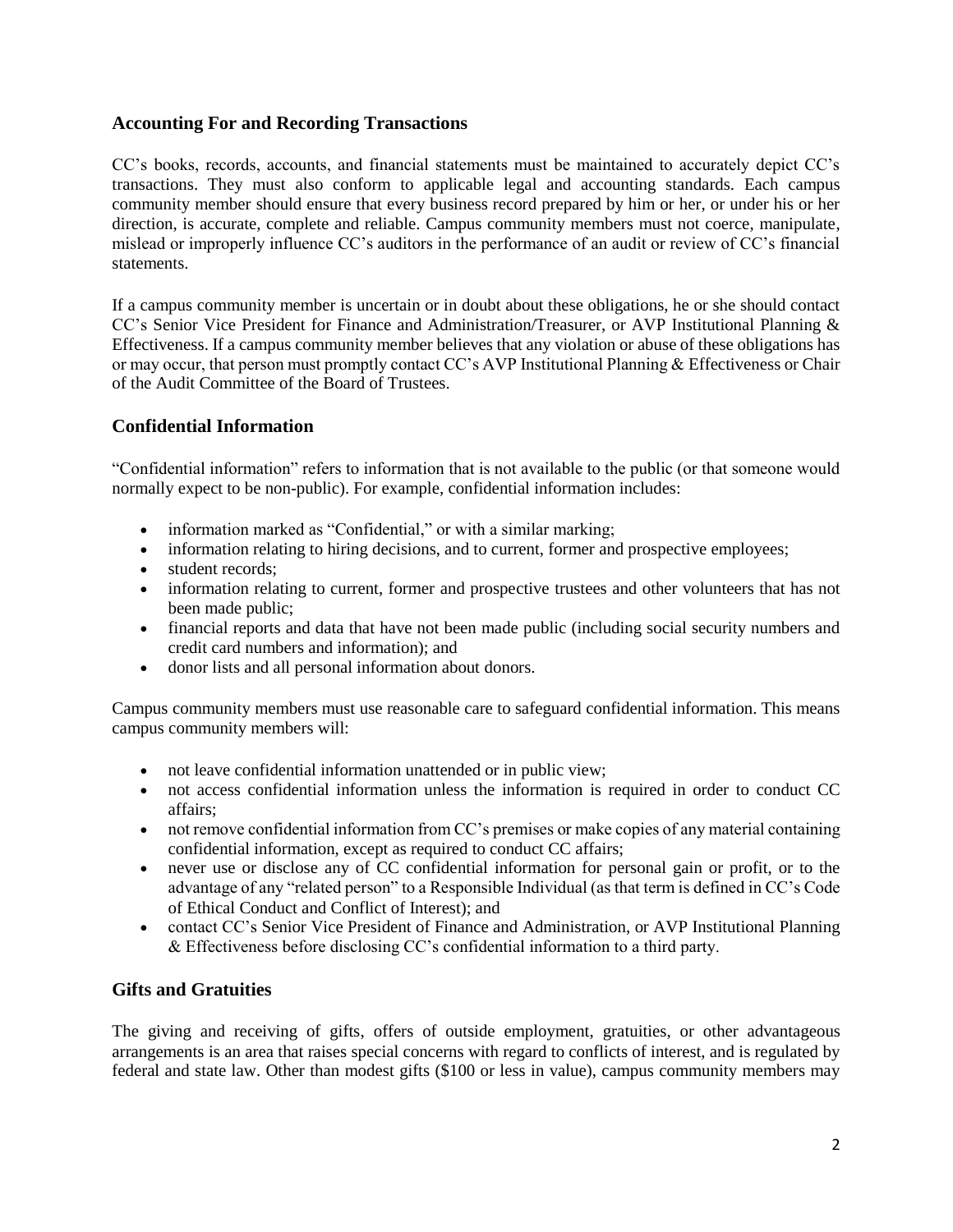## Accounting For and Recording Transactions

CC's books, records, accounts, and financial statements must be maintained to accurately depict CC's transactions. They must also conform to applicable legal and accounting standards. Each campus community member should ensure that every business record prepared by him or her, or under his or her direction, is accurate, complete and reliable. Campus community members must not coerce, manipulate, mislead or improperly influence CC's auditors in the performance of an audit or review of CC's financial statements.

If a campus community member is uncertain or in doubt about these obligations, he or she should contact CC's Senior Vice President for Finance and Administration/Treasurer, or AVP Institutional Planning & Effectiveness. If a campus community member believes that any violation or abuse of these obligations has or may occur, that person must promptly contact CC's AVP Institutional Planning & Effectiveness or Chair of the Audit Committee of the Board of Trustees.

## Confidential Information

"Confidential information" refers to information that is not available to the public (or that someone would normally expect to be non-public). For example, confidential information includes:

- information marked as "Confidential," or with a similar marking;
- information relating to hiring decisions, and to current, former and prospective employees;
- student records;
- information relating to current, former and prospective trustees and other volunteers that has not been made public;
- financial reports and data that have not been made public (including social security numbers and credit card numbers and information); and
- donor lists and all personal information about donors.

Campus community members must use reasonable care to safeguard confidential information. This means campus community members will:

- not leave confidential information unattended or in public view;
- not access confidential information unless the information is required in order to conduct CC affairs;
- not remove confidential information from CC's premises or make copies of any material containing confidential information, except as required to conduct CC affairs;
- never use or disclose any of CC confidential information for personal gain or profit, or to the advantage of any "related person" to a Responsible Individual (as that term is defined in CC's Code of Ethical Conduct and Conflict of Interest); and
- contact CC's Senior Vice President of Finance and Administration, or AVP Institutional Planning & Effectiveness before disclosing CC's confidential information to a third party.

## Gifts and Gratuities

The giving and receiving of gifts, offers of outside employment, gratuities, or other advantageous arrangements is an area that raises special concerns with regard to conflicts of interest, and is regulated by federal and state law. Other than modest gifts ($100 or less in value), campus community members may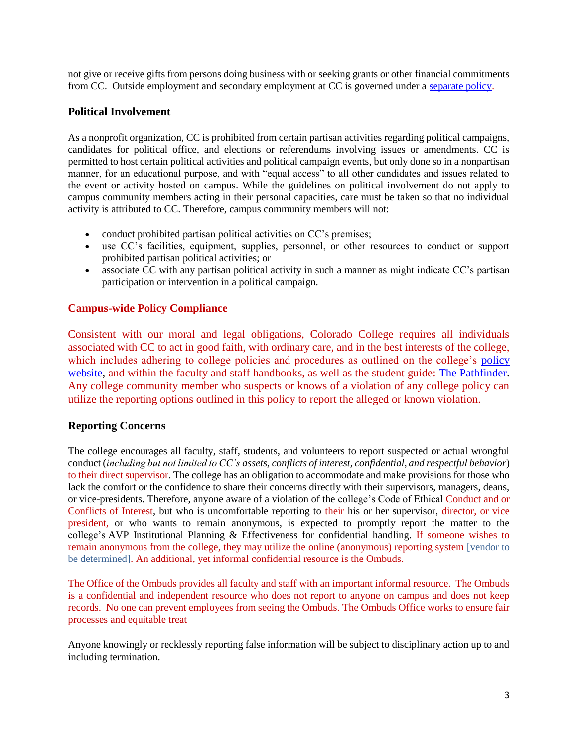not give or receive gifts from persons doing business with or seeking grants or other financial commitments from CC. Outside employment and secondary employment at CC is governed under a separate policy.

### Political Involvement

As a nonprofit organization, CC is prohibited from certain partisan activities regarding political campaigns, candidates for political office, and elections or referendums involving issues or amendments. CC is permitted to host certain political activities and political campaign events, but only done so in a nonpartisan manner, for an educational purpose, and with "equal access" to all other candidates and issues related to the event or activity hosted on campus. While the guidelines on political involvement do not apply to campus community members acting in their personal capacities, care must be taken so that no individual activity is attributed to CC. Therefore, campus community members will not:

- conduct prohibited partisan political activities on CC's premises;
- use CC's facilities, equipment, supplies, personnel, or other resources to conduct or support prohibited partisan political activities; or
- associate CC with any partisan political activity in such a manner as might indicate CC's partisan participation or intervention in a political campaign.

### Campus-wide Policy Compliance

Consistent with our moral and legal obligations, Colorado College requires all individuals associated with CC to act in good faith, with ordinary care, and in the best interests of the college, which includes adhering to college policies and procedures as outlined on the college's policy website, and within the faculty and staff handbooks, as well as the student guide: The Pathfinder. Any college community member who suspects or knows of a violation of any college policy can utilize the reporting options outlined in this policy to report the alleged or known violation.

### Reporting Concerns

The college encourages all faculty, staff, students, and volunteers to report suspected or actual wrongful conduct (*including but not limited to CC's assets, conflicts of interest, confidential, and respectful behavior*) to their direct supervisor. The college has an obligation to accommodate and make provisions for those who lack the comfort or the confidence to share their concerns directly with their supervisors, managers, deans, or vice-presidents. Therefore, anyone aware of a violation of the college's Code of Ethical Conduct and or Conflicts of Interest, but who is uncomfortable reporting to their ~~his or her~~ supervisor, director, or vice president, or who wants to remain anonymous, is expected to promptly report the matter to the college's AVP Institutional Planning & Effectiveness for confidential handling. If someone wishes to remain anonymous from the college, they may utilize the online (anonymous) reporting system [vendor to be determined]. An additional, yet informal confidential resource is the Ombuds.

The Office of the Ombuds provides all faculty and staff with an important informal resource. The Ombuds is a confidential and independent resource who does not report to anyone on campus and does not keep records. No one can prevent employees from seeing the Ombuds. The Ombuds Office works to ensure fair processes and equitable treat

Anyone knowingly or recklessly reporting false information will be subject to disciplinary action up to and including termination.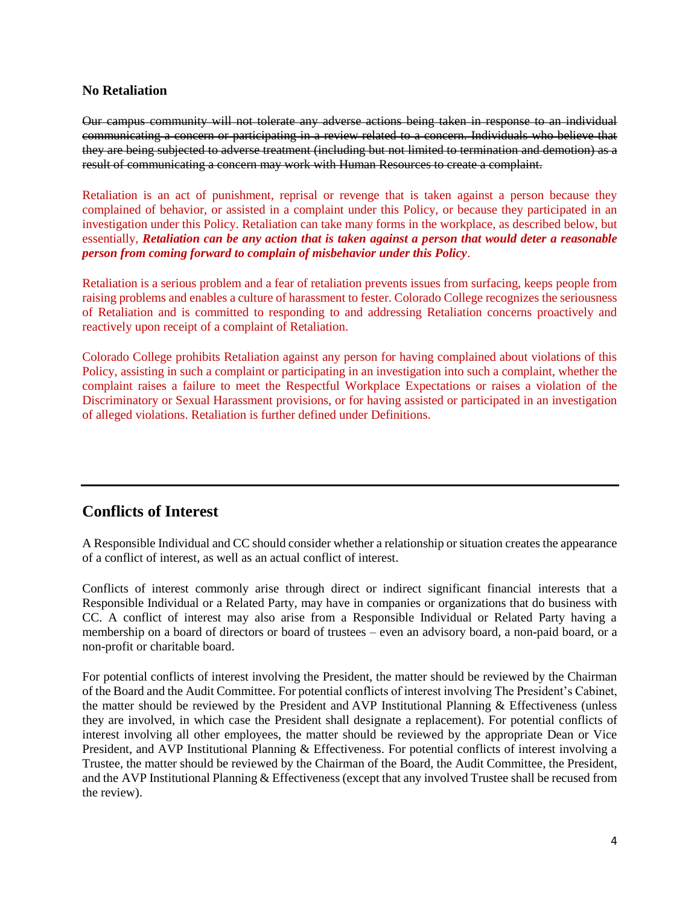### No Retaliation

~~Our campus community will not tolerate any adverse actions being taken in response to an individual communicating a concern or participating in a review related to a concern. Individuals who believe that they are being subjected to adverse treatment (including but not limited to termination and demotion) as a result of communicating a concern may work with Human Resources to create a complaint.~~

Retaliation is an act of punishment, reprisal or revenge that is taken against a person because they complained of behavior, or assisted in a complaint under this Policy, or because they participated in an investigation under this Policy. Retaliation can take many forms in the workplace, as described below, but essentially, ***Retaliation can be any action that is taken against a person that would deter a reasonable person from coming forward to complain of misbehavior under this Policy***.

Retaliation is a serious problem and a fear of retaliation prevents issues from surfacing, keeps people from raising problems and enables a culture of harassment to fester. Colorado College recognizes the seriousness of Retaliation and is committed to responding to and addressing Retaliation concerns proactively and reactively upon receipt of a complaint of Retaliation.

Colorado College prohibits Retaliation against any person for having complained about violations of this Policy, assisting in such a complaint or participating in an investigation into such a complaint, whether the complaint raises a failure to meet the Respectful Workplace Expectations or raises a violation of the Discriminatory or Sexual Harassment provisions, or for having assisted or participated in an investigation of alleged violations. Retaliation is further defined under Definitions.

---

## Conflicts of Interest

A Responsible Individual and CC should consider whether a relationship or situation creates the appearance of a conflict of interest, as well as an actual conflict of interest.

Conflicts of interest commonly arise through direct or indirect significant financial interests that a Responsible Individual or a Related Party, may have in companies or organizations that do business with CC. A conflict of interest may also arise from a Responsible Individual or Related Party having a membership on a board of directors or board of trustees – even an advisory board, a non-paid board, or a non-profit or charitable board.

For potential conflicts of interest involving the President, the matter should be reviewed by the Chairman of the Board and the Audit Committee. For potential conflicts of interest involving The President's Cabinet, the matter should be reviewed by the President and AVP Institutional Planning & Effectiveness (unless they are involved, in which case the President shall designate a replacement). For potential conflicts of interest involving all other employees, the matter should be reviewed by the appropriate Dean or Vice President, and AVP Institutional Planning & Effectiveness. For potential conflicts of interest involving a Trustee, the matter should be reviewed by the Chairman of the Board, the Audit Committee, the President, and the AVP Institutional Planning & Effectiveness (except that any involved Trustee shall be recused from the review).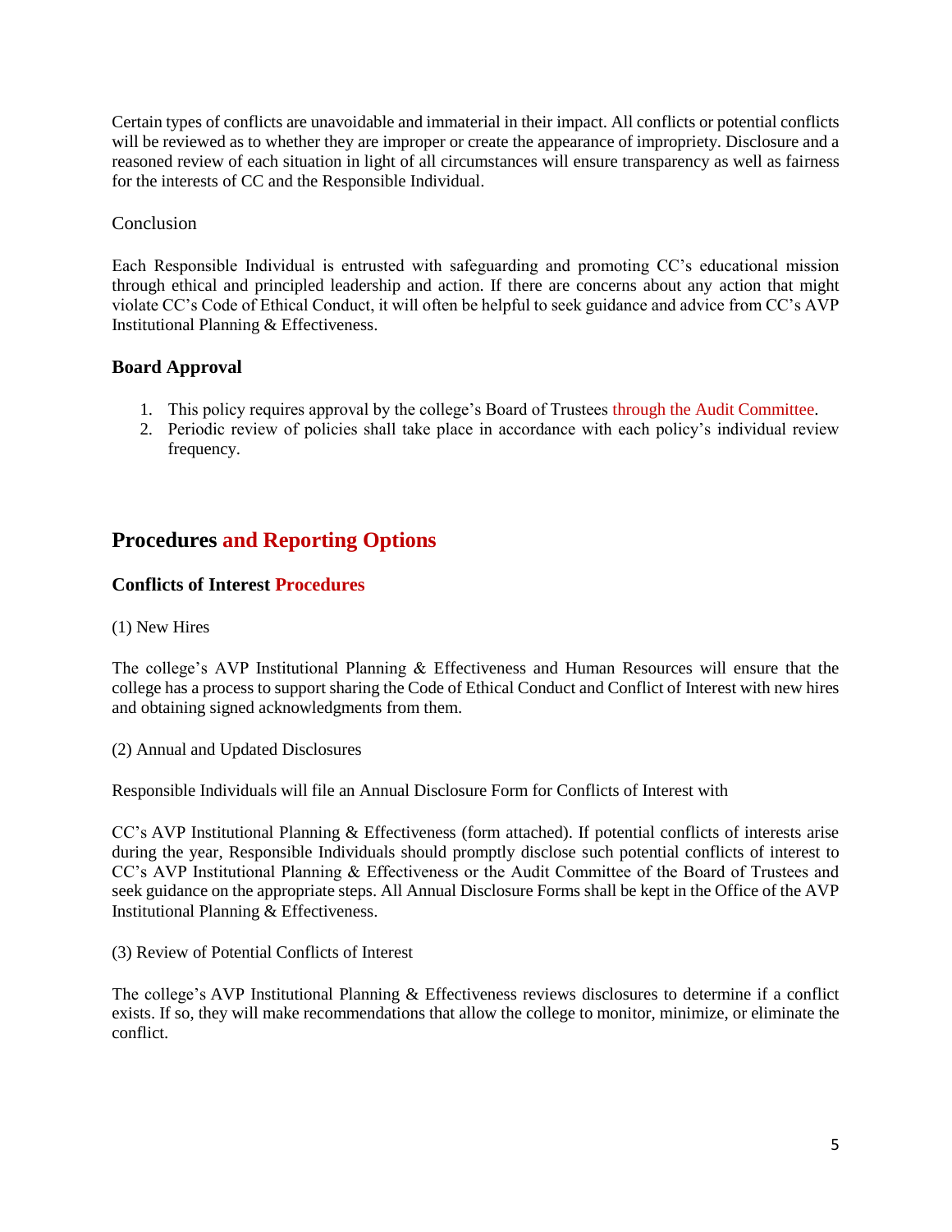Certain types of conflicts are unavoidable and immaterial in their impact. All conflicts or potential conflicts will be reviewed as to whether they are improper or create the appearance of impropriety. Disclosure and a reasoned review of each situation in light of all circumstances will ensure transparency as well as fairness for the interests of CC and the Responsible Individual.

Conclusion

Each Responsible Individual is entrusted with safeguarding and promoting CC's educational mission through ethical and principled leadership and action. If there are concerns about any action that might violate CC's Code of Ethical Conduct, it will often be helpful to seek guidance and advice from CC's AVP Institutional Planning & Effectiveness.

### Board Approval

1. This policy requires approval by the college's Board of Trustees through the Audit Committee.
2. Periodic review of policies shall take place in accordance with each policy's individual review frequency.

## Procedures and Reporting Options

### Conflicts of Interest Procedures

(1) New Hires

The college's AVP Institutional Planning & Effectiveness and Human Resources will ensure that the college has a process to support sharing the Code of Ethical Conduct and Conflict of Interest with new hires and obtaining signed acknowledgments from them.

(2) Annual and Updated Disclosures

Responsible Individuals will file an Annual Disclosure Form for Conflicts of Interest with

CC's AVP Institutional Planning & Effectiveness (form attached). If potential conflicts of interests arise during the year, Responsible Individuals should promptly disclose such potential conflicts of interest to CC's AVP Institutional Planning & Effectiveness or the Audit Committee of the Board of Trustees and seek guidance on the appropriate steps. All Annual Disclosure Forms shall be kept in the Office of the AVP Institutional Planning & Effectiveness.

(3) Review of Potential Conflicts of Interest

The college's AVP Institutional Planning & Effectiveness reviews disclosures to determine if a conflict exists. If so, they will make recommendations that allow the college to monitor, minimize, or eliminate the conflict.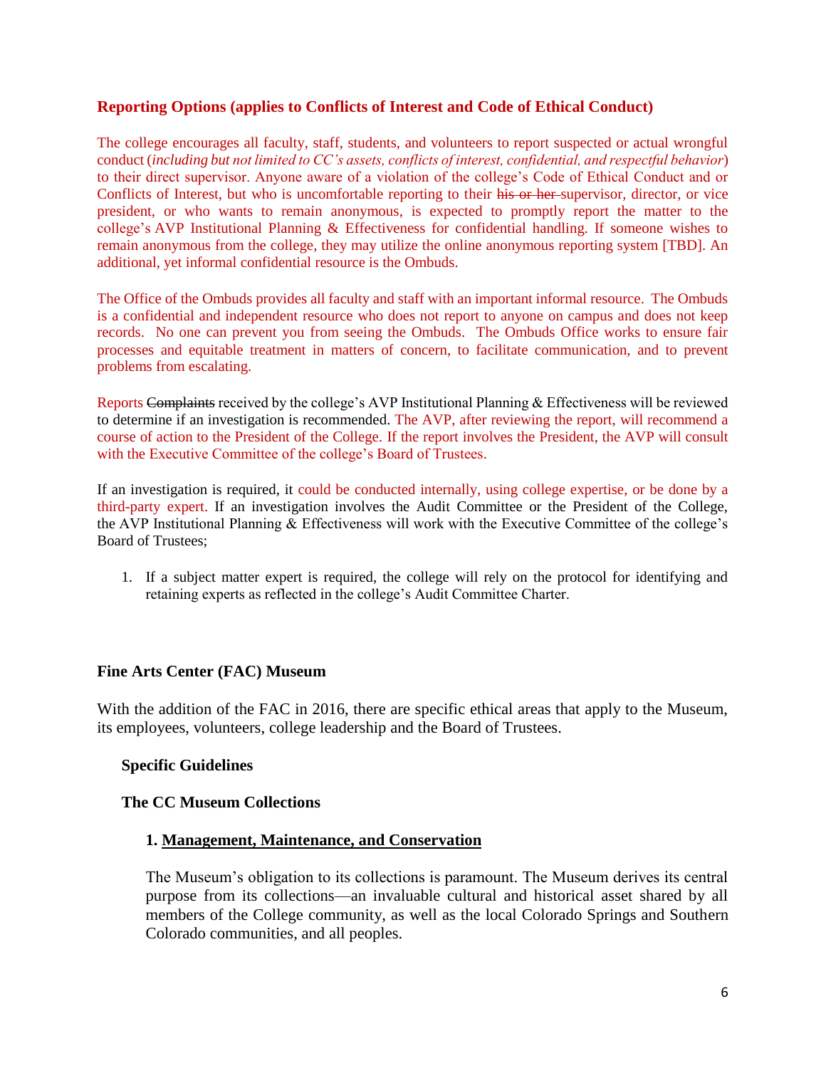### Reporting Options (applies to Conflicts of Interest and Code of Ethical Conduct)

The college encourages all faculty, staff, students, and volunteers to report suspected or actual wrongful conduct (*including but not limited to CC's assets, conflicts of interest, confidential, and respectful behavior*) to their direct supervisor. Anyone aware of a violation of the college's Code of Ethical Conduct and or Conflicts of Interest, but who is uncomfortable reporting to their ~~his or her~~ supervisor, director, or vice president, or who wants to remain anonymous, is expected to promptly report the matter to the college's AVP Institutional Planning & Effectiveness for confidential handling. If someone wishes to remain anonymous from the college, they may utilize the online anonymous reporting system [TBD]. An additional, yet informal confidential resource is the Ombuds.

The Office of the Ombuds provides all faculty and staff with an important informal resource. The Ombuds is a confidential and independent resource who does not report to anyone on campus and does not keep records. No one can prevent you from seeing the Ombuds. The Ombuds Office works to ensure fair processes and equitable treatment in matters of concern, to facilitate communication, and to prevent problems from escalating.

Reports ~~Complaints~~ received by the college's AVP Institutional Planning & Effectiveness will be reviewed to determine if an investigation is recommended. The AVP, after reviewing the report, will recommend a course of action to the President of the College. If the report involves the President, the AVP will consult with the Executive Committee of the college's Board of Trustees.

If an investigation is required, it could be conducted internally, using college expertise, or be done by a third-party expert. If an investigation involves the Audit Committee or the President of the College, the AVP Institutional Planning & Effectiveness will work with the Executive Committee of the college's Board of Trustees;

1. If a subject matter expert is required, the college will rely on the protocol for identifying and retaining experts as reflected in the college's Audit Committee Charter.

### Fine Arts Center (FAC) Museum

With the addition of the FAC in 2016, there are specific ethical areas that apply to the Museum, its employees, volunteers, college leadership and the Board of Trustees.

#### Specific Guidelines

#### The CC Museum Collections

**1. <u>Management, Maintenance, and Conservation</u>**

The Museum's obligation to its collections is paramount. The Museum derives its central purpose from its collections—an invaluable cultural and historical asset shared by all members of the College community, as well as the local Colorado Springs and Southern Colorado communities, and all peoples.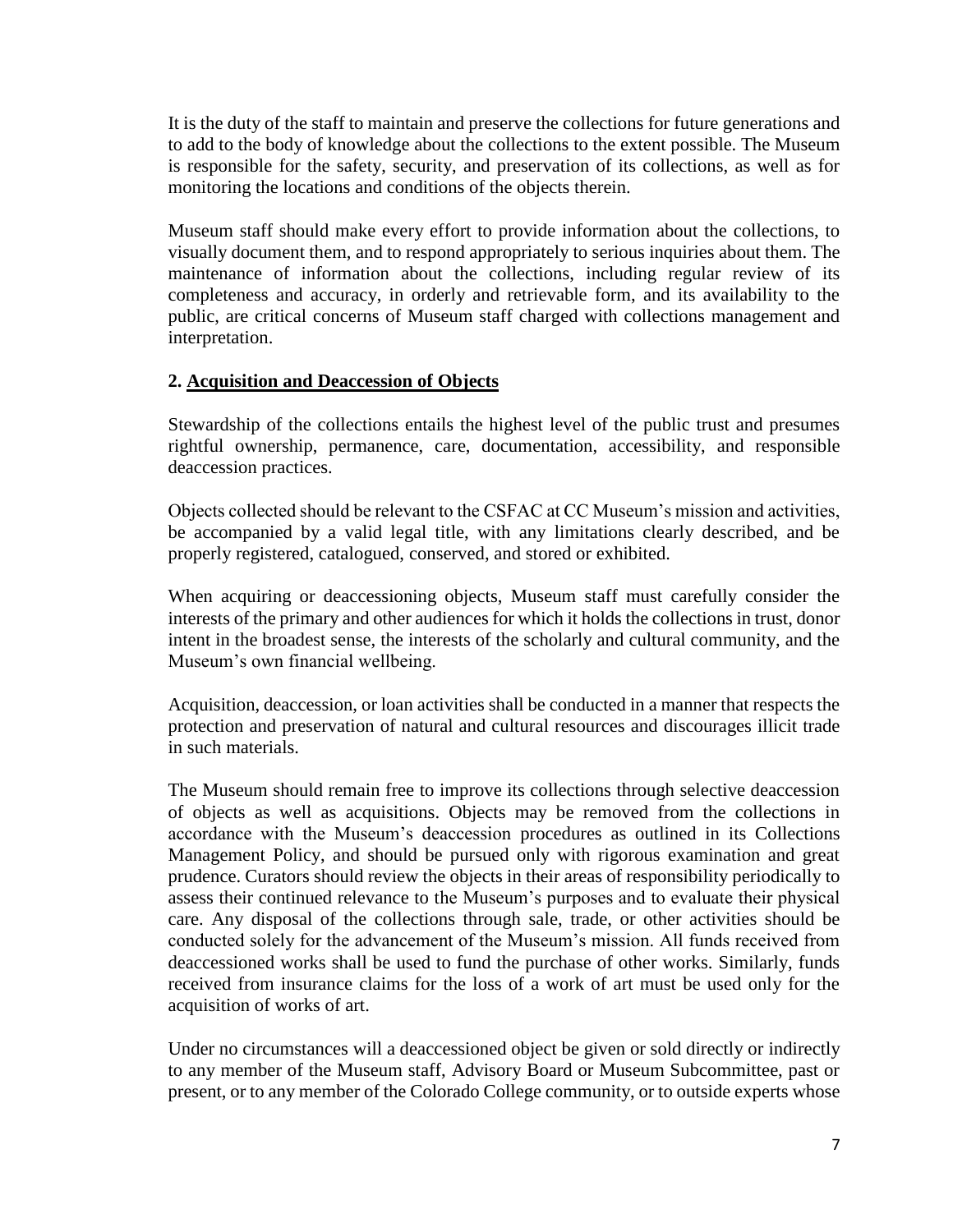It is the duty of the staff to maintain and preserve the collections for future generations and to add to the body of knowledge about the collections to the extent possible. The Museum is responsible for the safety, security, and preservation of its collections, as well as for monitoring the locations and conditions of the objects therein.

Museum staff should make every effort to provide information about the collections, to visually document them, and to respond appropriately to serious inquiries about them. The maintenance of information about the collections, including regular review of its completeness and accuracy, in orderly and retrievable form, and its availability to the public, are critical concerns of Museum staff charged with collections management and interpretation.

### 2. <u>Acquisition and Deaccession of Objects</u>

Stewardship of the collections entails the highest level of the public trust and presumes rightful ownership, permanence, care, documentation, accessibility, and responsible deaccession practices.

Objects collected should be relevant to the CSFAC at CC Museum's mission and activities, be accompanied by a valid legal title, with any limitations clearly described, and be properly registered, catalogued, conserved, and stored or exhibited.

When acquiring or deaccessioning objects, Museum staff must carefully consider the interests of the primary and other audiences for which it holds the collections in trust, donor intent in the broadest sense, the interests of the scholarly and cultural community, and the Museum's own financial wellbeing.

Acquisition, deaccession, or loan activities shall be conducted in a manner that respects the protection and preservation of natural and cultural resources and discourages illicit trade in such materials.

The Museum should remain free to improve its collections through selective deaccession of objects as well as acquisitions. Objects may be removed from the collections in accordance with the Museum's deaccession procedures as outlined in its Collections Management Policy, and should be pursued only with rigorous examination and great prudence. Curators should review the objects in their areas of responsibility periodically to assess their continued relevance to the Museum's purposes and to evaluate their physical care. Any disposal of the collections through sale, trade, or other activities should be conducted solely for the advancement of the Museum's mission. All funds received from deaccessioned works shall be used to fund the purchase of other works. Similarly, funds received from insurance claims for the loss of a work of art must be used only for the acquisition of works of art.

Under no circumstances will a deaccessioned object be given or sold directly or indirectly to any member of the Museum staff, Advisory Board or Museum Subcommittee, past or present, or to any member of the Colorado College community, or to outside experts whose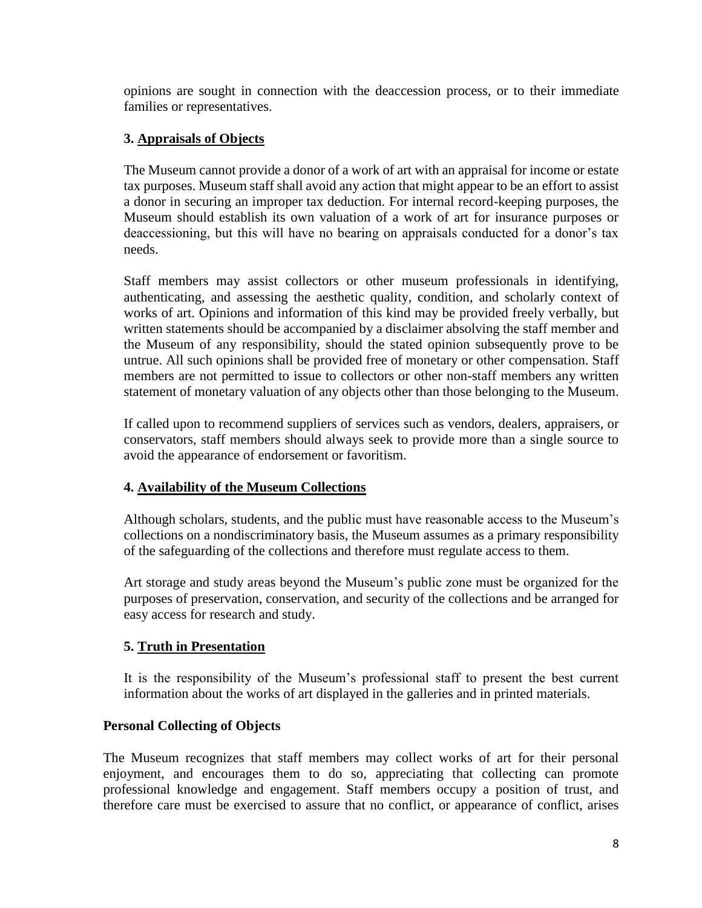opinions are sought in connection with the deaccession process, or to their immediate families or representatives.

### 3. <u>Appraisals of Objects</u>

The Museum cannot provide a donor of a work of art with an appraisal for income or estate tax purposes. Museum staff shall avoid any action that might appear to be an effort to assist a donor in securing an improper tax deduction. For internal record-keeping purposes, the Museum should establish its own valuation of a work of art for insurance purposes or deaccessioning, but this will have no bearing on appraisals conducted for a donor's tax needs.

Staff members may assist collectors or other museum professionals in identifying, authenticating, and assessing the aesthetic quality, condition, and scholarly context of works of art. Opinions and information of this kind may be provided freely verbally, but written statements should be accompanied by a disclaimer absolving the staff member and the Museum of any responsibility, should the stated opinion subsequently prove to be untrue. All such opinions shall be provided free of monetary or other compensation. Staff members are not permitted to issue to collectors or other non-staff members any written statement of monetary valuation of any objects other than those belonging to the Museum.

If called upon to recommend suppliers of services such as vendors, dealers, appraisers, or conservators, staff members should always seek to provide more than a single source to avoid the appearance of endorsement or favoritism.

### 4. <u>Availability of the Museum Collections</u>

Although scholars, students, and the public must have reasonable access to the Museum's collections on a nondiscriminatory basis, the Museum assumes as a primary responsibility of the safeguarding of the collections and therefore must regulate access to them.

Art storage and study areas beyond the Museum's public zone must be organized for the purposes of preservation, conservation, and security of the collections and be arranged for easy access for research and study.

### 5. <u>Truth in Presentation</u>

It is the responsibility of the Museum's professional staff to present the best current information about the works of art displayed in the galleries and in printed materials.

## Personal Collecting of Objects

The Museum recognizes that staff members may collect works of art for their personal enjoyment, and encourages them to do so, appreciating that collecting can promote professional knowledge and engagement. Staff members occupy a position of trust, and therefore care must be exercised to assure that no conflict, or appearance of conflict, arises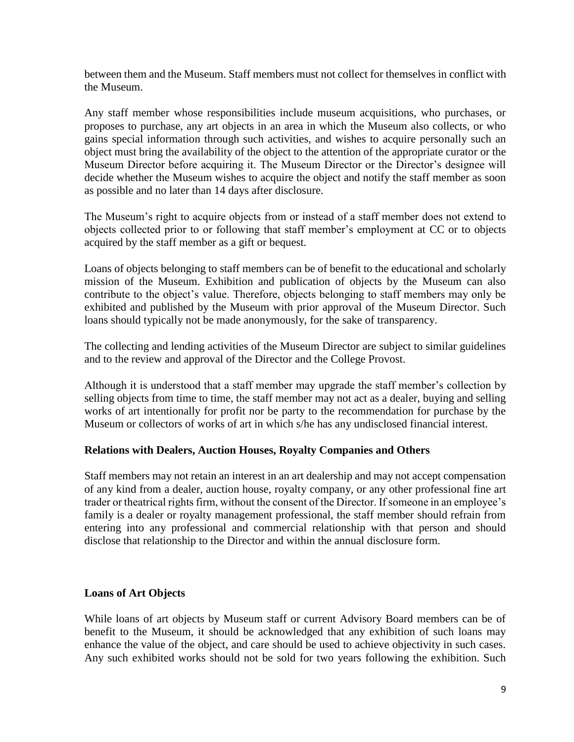between them and the Museum. Staff members must not collect for themselves in conflict with the Museum.

Any staff member whose responsibilities include museum acquisitions, who purchases, or proposes to purchase, any art objects in an area in which the Museum also collects, or who gains special information through such activities, and wishes to acquire personally such an object must bring the availability of the object to the attention of the appropriate curator or the Museum Director before acquiring it. The Museum Director or the Director's designee will decide whether the Museum wishes to acquire the object and notify the staff member as soon as possible and no later than 14 days after disclosure.

The Museum's right to acquire objects from or instead of a staff member does not extend to objects collected prior to or following that staff member's employment at CC or to objects acquired by the staff member as a gift or bequest.

Loans of objects belonging to staff members can be of benefit to the educational and scholarly mission of the Museum. Exhibition and publication of objects by the Museum can also contribute to the object's value. Therefore, objects belonging to staff members may only be exhibited and published by the Museum with prior approval of the Museum Director. Such loans should typically not be made anonymously, for the sake of transparency.

The collecting and lending activities of the Museum Director are subject to similar guidelines and to the review and approval of the Director and the College Provost.

Although it is understood that a staff member may upgrade the staff member's collection by selling objects from time to time, the staff member may not act as a dealer, buying and selling works of art intentionally for profit nor be party to the recommendation for purchase by the Museum or collectors of works of art in which s/he has any undisclosed financial interest.

**Relations with Dealers, Auction Houses, Royalty Companies and Others**

Staff members may not retain an interest in an art dealership and may not accept compensation of any kind from a dealer, auction house, royalty company, or any other professional fine art trader or theatrical rights firm, without the consent of the Director. If someone in an employee's family is a dealer or royalty management professional, the staff member should refrain from entering into any professional and commercial relationship with that person and should disclose that relationship to the Director and within the annual disclosure form.

**Loans of Art Objects**

While loans of art objects by Museum staff or current Advisory Board members can be of benefit to the Museum, it should be acknowledged that any exhibition of such loans may enhance the value of the object, and care should be used to achieve objectivity in such cases. Any such exhibited works should not be sold for two years following the exhibition. Such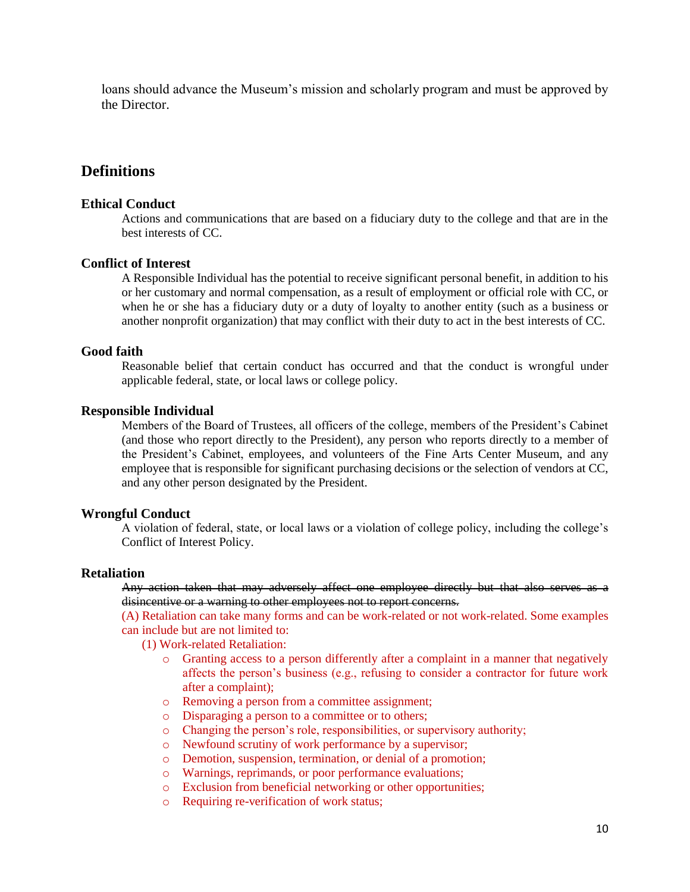loans should advance the Museum's mission and scholarly program and must be approved by the Director.

## Definitions

### Ethical Conduct

Actions and communications that are based on a fiduciary duty to the college and that are in the best interests of CC.

### Conflict of Interest

A Responsible Individual has the potential to receive significant personal benefit, in addition to his or her customary and normal compensation, as a result of employment or official role with CC, or when he or she has a fiduciary duty or a duty of loyalty to another entity (such as a business or another nonprofit organization) that may conflict with their duty to act in the best interests of CC.

### Good faith

Reasonable belief that certain conduct has occurred and that the conduct is wrongful under applicable federal, state, or local laws or college policy.

### Responsible Individual

Members of the Board of Trustees, all officers of the college, members of the President's Cabinet (and those who report directly to the President), any person who reports directly to a member of the President's Cabinet, employees, and volunteers of the Fine Arts Center Museum, and any employee that is responsible for significant purchasing decisions or the selection of vendors at CC, and any other person designated by the President.

### Wrongful Conduct

A violation of federal, state, or local laws or a violation of college policy, including the college's Conflict of Interest Policy.

### Retaliation

~~Any action taken that may adversely affect one employee directly but that also serves as a disincentive or a warning to other employees not to report concerns.~~

(A) Retaliation can take many forms and can be work-related or not work-related. Some examples can include but are not limited to:

(1) Work-related Retaliation:

- Granting access to a person differently after a complaint in a manner that negatively affects the person's business (e.g., refusing to consider a contractor for future work after a complaint);
- Removing a person from a committee assignment;
- Disparaging a person to a committee or to others;
- Changing the person's role, responsibilities, or supervisory authority;
- Newfound scrutiny of work performance by a supervisor;
- Demotion, suspension, termination, or denial of a promotion;
- Warnings, reprimands, or poor performance evaluations;
- Exclusion from beneficial networking or other opportunities;
- Requiring re-verification of work status;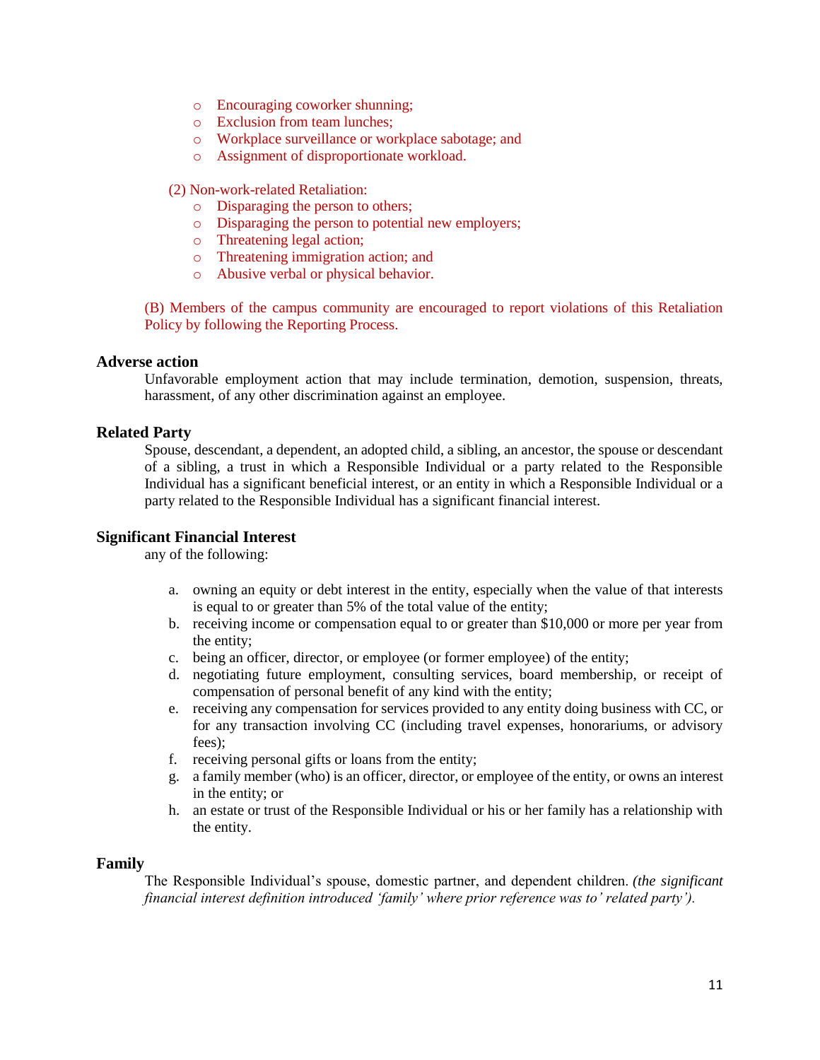- Encouraging coworker shunning;
- Exclusion from team lunches;
- Workplace surveillance or workplace sabotage; and
- Assignment of disproportionate workload.

(2) Non-work-related Retaliation:

- Disparaging the person to others;
- Disparaging the person to potential new employers;
- Threatening legal action;
- Threatening immigration action; and
- Abusive verbal or physical behavior.

(B) Members of the campus community are encouraged to report violations of this Retaliation Policy by following the Reporting Process.

### Adverse action

Unfavorable employment action that may include termination, demotion, suspension, threats, harassment, of any other discrimination against an employee.

### Related Party

Spouse, descendant, a dependent, an adopted child, a sibling, an ancestor, the spouse or descendant of a sibling, a trust in which a Responsible Individual or a party related to the Responsible Individual has a significant beneficial interest, or an entity in which a Responsible Individual or a party related to the Responsible Individual has a significant financial interest.

### Significant Financial Interest

any of the following:

a. owning an equity or debt interest in the entity, especially when the value of that interests is equal to or greater than 5% of the total value of the entity;
b. receiving income or compensation equal to or greater than $10,000 or more per year from the entity;
c. being an officer, director, or employee (or former employee) of the entity;
d. negotiating future employment, consulting services, board membership, or receipt of compensation of personal benefit of any kind with the entity;
e. receiving any compensation for services provided to any entity doing business with CC, or for any transaction involving CC (including travel expenses, honorariums, or advisory fees);
f. receiving personal gifts or loans from the entity;
g. a family member (who) is an officer, director, or employee of the entity, or owns an interest in the entity; or
h. an estate or trust of the Responsible Individual or his or her family has a relationship with the entity.

### Family

The Responsible Individual's spouse, domestic partner, and dependent children. *(the significant financial interest definition introduced 'family' where prior reference was to' related party').*